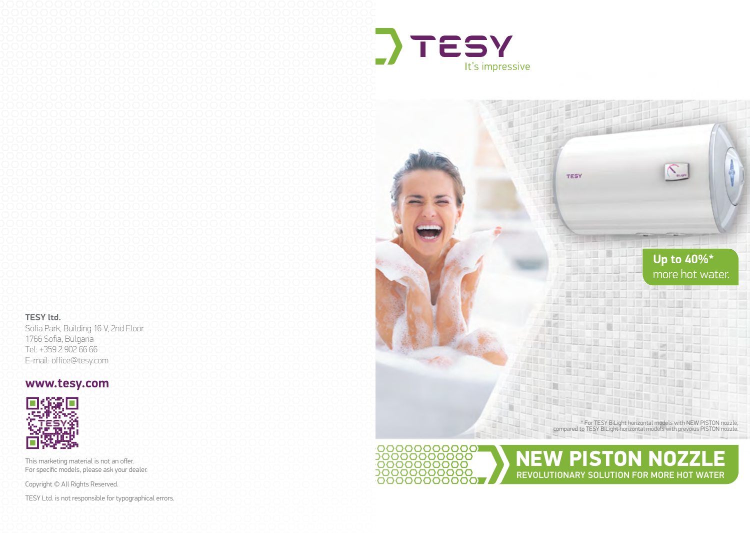TESY
It's impressive

**Up to 40%*** more hot water.

* For TESY BiLight horizontal models with NEW PISTON nozzle, compared to TESY BiLight horizontal models with previous PISTON nozzle.

# NEW PISTON NOZZLE

REVOLUTIONARY SOLUTION FOR MORE HOT WATER

**TESY ltd.**
Sofia Park, Building 16 V, 2nd Floor
1766 Sofia, Bulgaria
Tel: +359 2 902 66 66
E-mail: office@tesy.com

**www.tesy.com**

This marketing material is not an offer.
For specific models, please ask your dealer.

Copyright © All Rights Reserved.

TESY Ltd. is not responsible for typographical errors.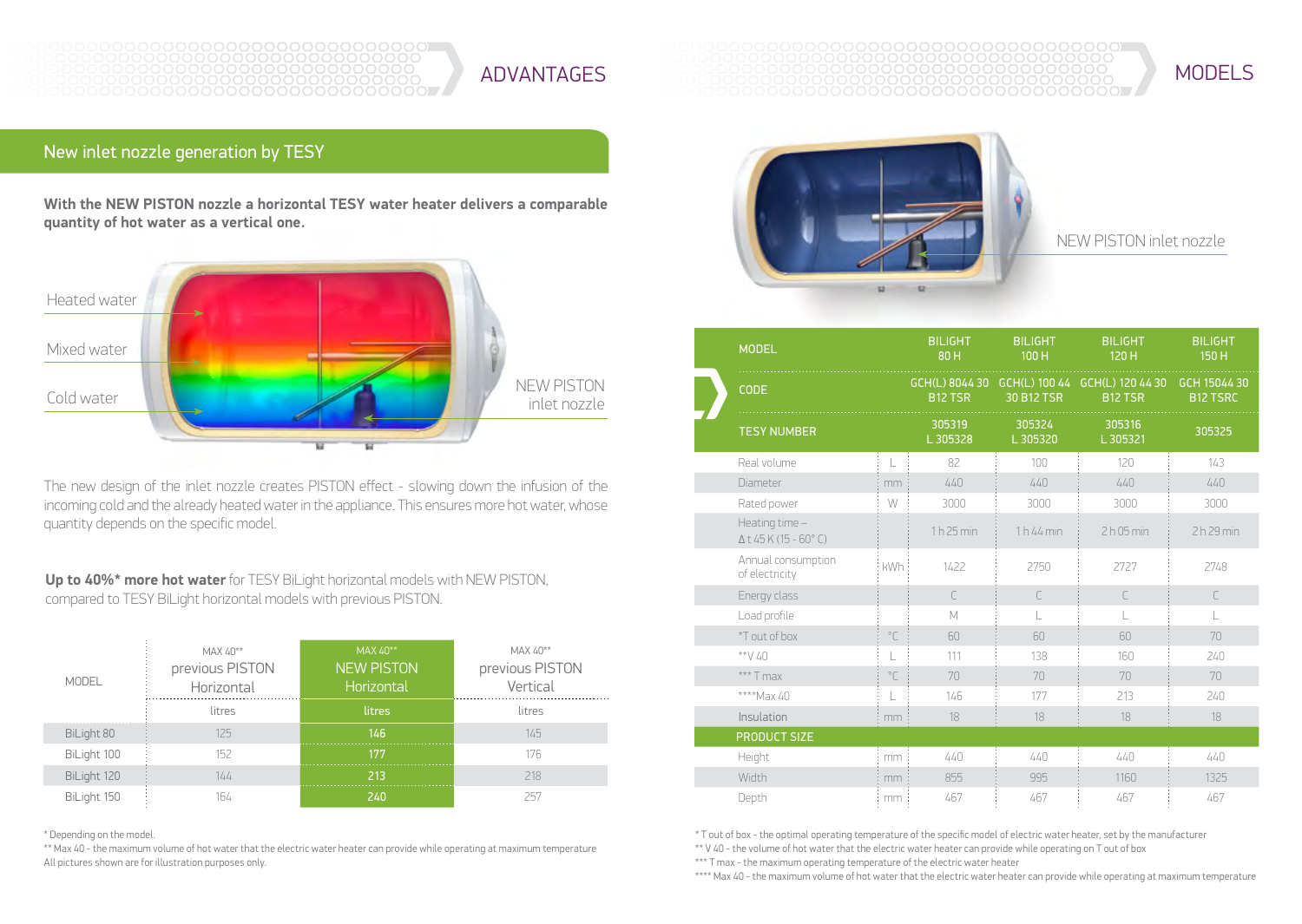# ADVANTAGES

## New inlet nozzle generation by TESY

**With the NEW PISTON nozzle a horizontal TESY water heater delivers a comparable quantity of hot water as a vertical one.**

Heated water

Mixed water

Cold water

NEW PISTON inlet nozzle

The new design of the inlet nozzle creates PISTON effect - slowing down the infusion of the incoming cold and the already heated water in the appliance. This ensures more hot water, whose quantity depends on the specific model.

**Up to 40%* more hot water** for TESY BiLight horizontal models with NEW PISTON, compared to TESY BiLight horizontal models with previous PISTON.

| MODEL | MAX 40** previous PISTON Horizontal | MAX 40** NEW PISTON Horizontal | MAX 40** previous PISTON Vertical |
|---|---|---|---|
| | litres | litres | litres |
| BiLight 80 | 125 | 146 | 145 |
| BiLight 100 | 152 | 177 | 176 |
| BiLight 120 | 144 | 213 | 218 |
| BiLight 150 | 164 | 240 | 257 |

\* Depending on the model.
** Max 40 - the maximum volume of hot water that the electric water heater can provide while operating at maximum temperature
All pictures shown are for illustration purposes only.

# MODELS

NEW PISTON inlet nozzle

| MODEL | | BILIGHT 80 H | BILIGHT 100 H | BILIGHT 120 H | BILIGHT 150 H |
|---|---|---|---|---|---|
| CODE | | GCH(L) 8044 30 B12 TSR | GCH(L) 100 44 30 B12 TSR | GCH(L) 120 44 30 B12 TSR | GCH 15044 30 B12 TSRC |
| TESY NUMBER | | 305319 L 305328 | 305324 L 305320 | 305316 L 305321 | 305325 |
| Real volume | L | 82 | 100 | 120 | 143 |
| Diameter | mm | 440 | 440 | 440 | 440 |
| Rated power | W | 3000 | 3000 | 3000 | 3000 |
| Heating time – Δ t 45 K (15 - 60° C) | | 1 h 25 min | 1 h 44 min | 2 h 05 min | 2 h 29 min |
| Annual consumption of electricity | kWh | 1422 | 2750 | 2727 | 2748 |
| Energy class | | C | C | C | C |
| Load profile | | M | L | L | L |
| *T out of box | °C | 60 | 60 | 60 | 70 |
| **V 40 | L | 111 | 138 | 160 | 240 |
| *** T max | °C | 70 | 70 | 70 | 70 |
| ****Max 40 | L | 146 | 177 | 213 | 240 |
| Insulation | mm | 18 | 18 | 18 | 18 |
| PRODUCT SIZE | | | | | |
| Height | mm | 440 | 440 | 440 | 440 |
| Width | mm | 855 | 995 | 1160 | 1325 |
| Depth | mm | 467 | 467 | 467 | 467 |

\* T out of box - the optimal operating temperature of the specific model of electric water heater, set by the manufacturer
** V 40 - the volume of hot water that the electric water heater can provide while operating on T out of box
*** T max - the maximum operating temperature of the electric water heater
**** Max 40 - the maximum volume of hot water that the electric water heater can provide while operating at maximum temperature